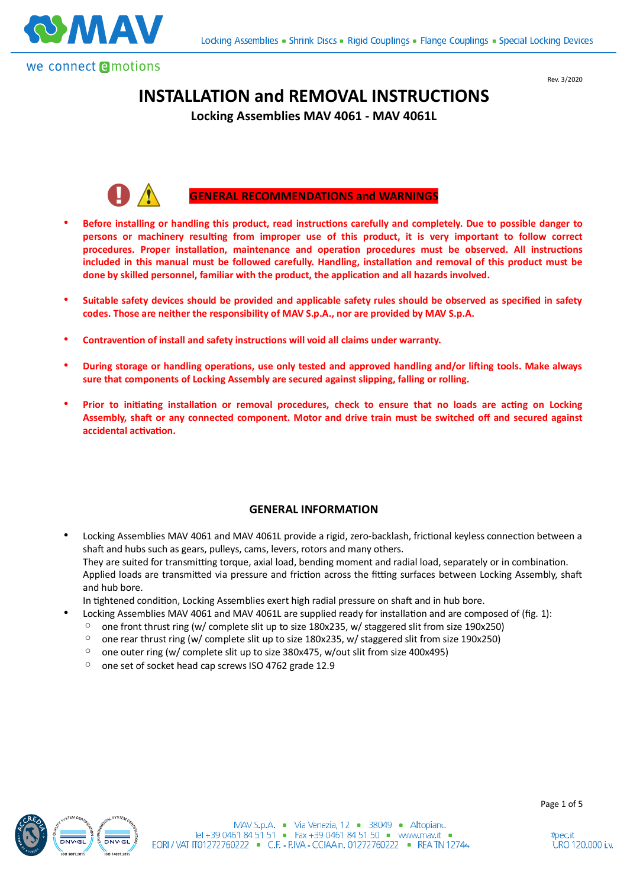Rev. 3/2020

# INSTALLATION and REMOVAL INSTRUCTIONS

**Locking Assemblies MAV 4061 - MAV 4061L**

## GENERAL RECOMMENDATIONS and WARNINGS

- **Before installing or handling this product, read instructions carefully and completely. Due to possible danger to persons or machinery resulting from improper use of this product, it is very important to follow correct procedures. Proper installation, maintenance and operation procedures must be observed. All instructions included in this manual must be followed carefully. Handling, installation and removal of this product must be done by skilled personnel, familiar with the product, the application and all hazards involved.**
- **Suitable safety devices should be provided and applicable safety rules should be observed as specified in safety codes. Those are neither the responsibility of MAV S.p.A., nor are provided by MAV S.p.A.**
- **Contravention of install and safety instructions will void all claims under warranty.**
- **During storage or handling operations, use only tested and approved handling and/or lifting tools. Make always sure that components of Locking Assembly are secured against slipping, falling or rolling.**
- **Prior to initiating installation or removal procedures, check to ensure that no loads are acting on Locking Assembly, shaft or any connected component. Motor and drive train must be switched off and secured against accidental activation.**

## GENERAL INFORMATION

- Locking Assemblies MAV 4061 and MAV 4061L provide a rigid, zero-backlash, frictional keyless connection between a shaft and hubs such as gears, pulleys, cams, levers, rotors and many others.
  They are suited for transmitting torque, axial load, bending moment and radial load, separately or in combination.
  Applied loads are transmitted via pressure and friction across the fitting surfaces between Locking Assembly, shaft and hub bore.
  In tightened condition, Locking Assemblies exert high radial pressure on shaft and in hub bore.
- Locking Assemblies MAV 4061 and MAV 4061L are supplied ready for installation and are composed of (fig. 1):
  - one front thrust ring (w/ complete slit up to size 180x235, w/ staggered slit from size 190x250)
  - one rear thrust ring (w/ complete slit up to size 180x235, w/ staggered slit from size 190x250)
  - one outer ring (w/ complete slit up to size 380x475, w/out slit from size 400x495)
  - one set of socket head cap screws ISO 4762 grade 12.9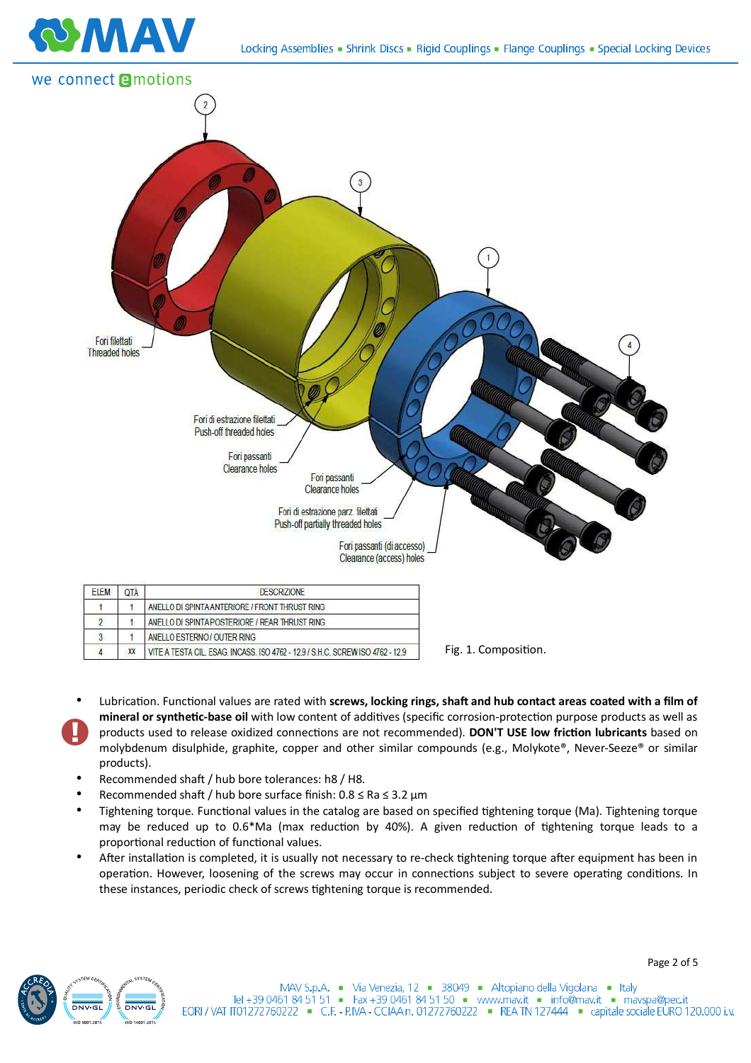| ELEM | QTÀ | DESCRIZIONE |
| --- | --- | --- |
| 1 | 1 | ANELLO DI SPINTA ANTERIORE / FRONT THRUST RING |
| 2 | 1 | ANELLO DI SPINTA POSTERIORE / REAR THRUST RING |
| 3 | 1 | ANELLO ESTERNO / OUTER RING |
| 4 | xx | VITE A TESTA CIL. ESAG. INCASS. ISO 4762 - 12.9 / S.H.C. SCREW ISO 4762 - 12.9 |

Fig. 1. Composition.

- Lubrication. Functional values are rated with **screws, locking rings, shaft and hub contact areas coated with a film of mineral or synthetic-base oil** with low content of additives (specific corrosion-protection purpose products as well as products used to release oxidized connections are not recommended). **DON'T USE low friction lubricants** based on molybdenum disulphide, graphite, copper and other similar compounds (e.g., Molykote®, Never-Seeze® or similar products).
- Recommended shaft / hub bore tolerances: h8 / H8.
- Recommended shaft / hub bore surface finish: $0.8 \leq Ra \leq 3.2$ µm
- Tightening torque. Functional values in the catalog are based on specified tightening torque (Ma). Tightening torque may be reduced up to 0.6*Ma (max reduction by 40%). A given reduction of tightening torque leads to a proportional reduction of functional values.
- After installation is completed, it is usually not necessary to re-check tightening torque after equipment has been in operation. However, loosening of the screws may occur in connections subject to severe operating conditions. In these instances, periodic check of screws tightening torque is recommended.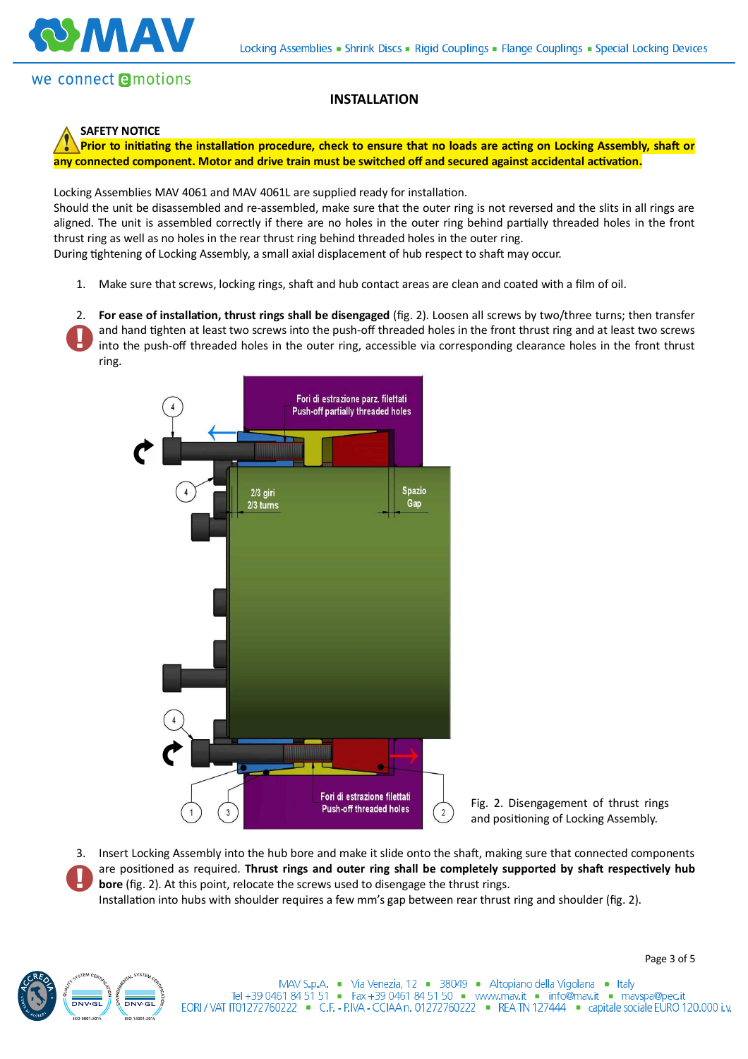## INSTALLATION

**SAFETY NOTICE**
**Prior to initiating the installation procedure, check to ensure that no loads are acting on Locking Assembly, shaft or any connected component. Motor and drive train must be switched off and secured against accidental activation.**

Locking Assemblies MAV 4061 and MAV 4061L are supplied ready for installation.
Should the unit be disassembled and re-assembled, make sure that the outer ring is not reversed and the slits in all rings are aligned. The unit is assembled correctly if there are no holes in the outer ring behind partially threaded holes in the front thrust ring as well as no holes in the rear thrust ring behind threaded holes in the outer ring.
During tightening of Locking Assembly, a small axial displacement of hub respect to shaft may occur.

1. Make sure that screws, locking rings, shaft and hub contact areas are clean and coated with a film of oil.

2. **For ease of installation, thrust rings shall be disengaged** (fig. 2). Loosen all screws by two/three turns; then transfer and hand tighten at least two screws into the push-off threaded holes in the front thrust ring and at least two screws into the push-off threaded holes in the outer ring, accessible via corresponding clearance holes in the front thrust ring.

Fig. 2. Disengagement of thrust rings and positioning of Locking Assembly.

3. Insert Locking Assembly into the hub bore and make it slide onto the shaft, making sure that connected components are positioned as required. **Thrust rings and outer ring shall be completely supported by shaft respectively hub bore** (fig. 2). At this point, relocate the screws used to disengage the thrust rings.
Installation into hubs with shoulder requires a few mm's gap between rear thrust ring and shoulder (fig. 2).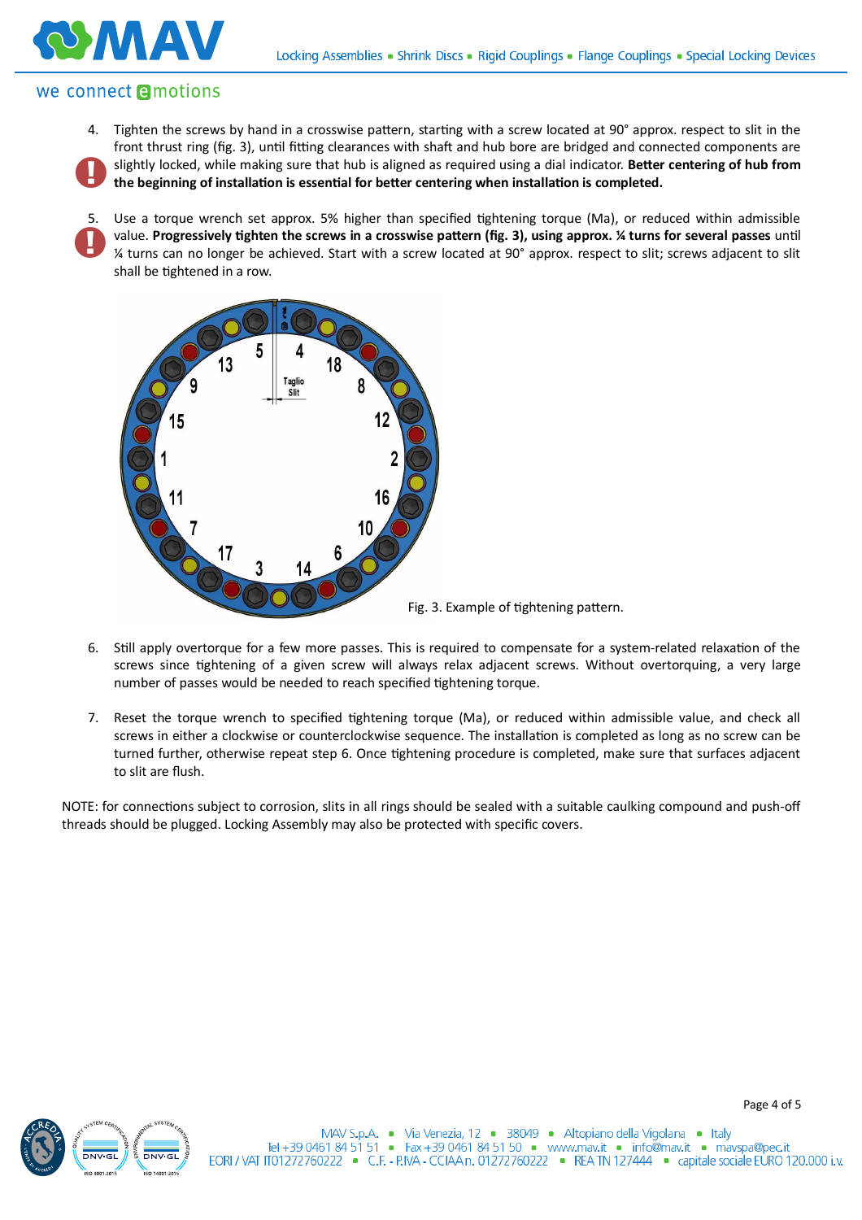4. Tighten the screws by hand in a crosswise pattern, starting with a screw located at 90° approx. respect to slit in the front thrust ring (fig. 3), until fitting clearances with shaft and hub bore are bridged and connected components are slightly locked, while making sure that hub is aligned as required using a dial indicator. **Better centering of hub from the beginning of installation is essential for better centering when installation is completed.**

5. Use a torque wrench set approx. 5% higher than specified tightening torque (Ma), or reduced within admissible value. **Progressively tighten the screws in a crosswise pattern (fig. 3), using approx. ¼ turns for several passes** until ¼ turns can no longer be achieved. Start with a screw located at 90° approx. respect to slit; screws adjacent to slit shall be tightened in a row.

Fig. 3. Example of tightening pattern.

6. Still apply overtorque for a few more passes. This is required to compensate for a system-related relaxation of the screws since tightening of a given screw will always relax adjacent screws. Without overtorquing, a very large number of passes would be needed to reach specified tightening torque.

7. Reset the torque wrench to specified tightening torque (Ma), or reduced within admissible value, and check all screws in either a clockwise or counterclockwise sequence. The installation is completed as long as no screw can be turned further, otherwise repeat step 6. Once tightening procedure is completed, make sure that surfaces adjacent to slit are flush.

NOTE: for connections subject to corrosion, slits in all rings should be sealed with a suitable caulking compound and push-off threads should be plugged. Locking Assembly may also be protected with specific covers.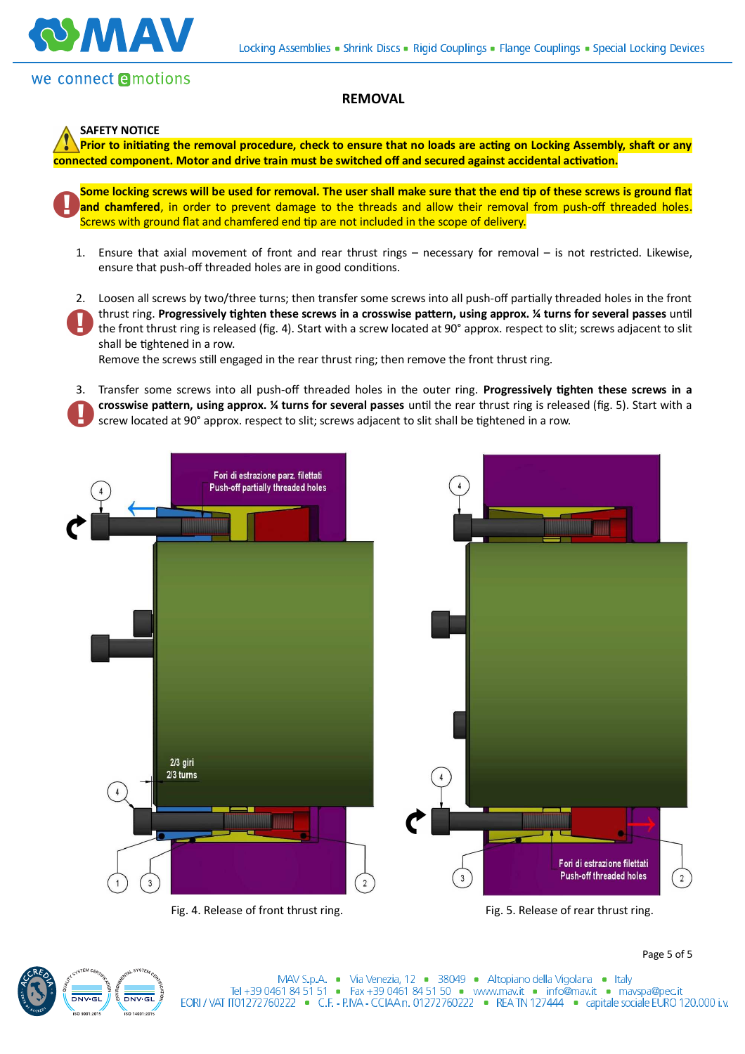## REMOVAL

**SAFETY NOTICE**

**Prior to initiating the removal procedure, check to ensure that no loads are acting on Locking Assembly, shaft or any connected component. Motor and drive train must be switched off and secured against accidental activation.**

**Some locking screws will be used for removal. The user shall make sure that the end tip of these screws is ground flat and chamfered**, in order to prevent damage to the threads and allow their removal from push-off threaded holes. Screws with ground flat and chamfered end tip are not included in the scope of delivery.

1. Ensure that axial movement of front and rear thrust rings – necessary for removal – is not restricted. Likewise, ensure that push-off threaded holes are in good conditions.

2. Loosen all screws by two/three turns; then transfer some screws into all push-off partially threaded holes in the front thrust ring. **Progressively tighten these screws in a crosswise pattern, using approx. ¼ turns for several passes** until the front thrust ring is released (fig. 4). Start with a screw located at 90° approx. respect to slit; screws adjacent to slit shall be tightened in a row.
   Remove the screws still engaged in the rear thrust ring; then remove the front thrust ring.

3. Transfer some screws into all push-off threaded holes in the outer ring. **Progressively tighten these screws in a crosswise pattern, using approx. ¼ turns for several passes** until the rear thrust ring is released (fig. 5). Start with a screw located at 90° approx. respect to slit; screws adjacent to slit shall be tightened in a row.

Fori di estrazione parz. filettati
Push-off partially threaded holes
2/3 giri
2/3 turns
4
4
1
3
2

Fig. 4. Release of front thrust ring.

4
4
Fori di estrazione filettati
Push-off threaded holes
3
2

Fig. 5. Release of rear thrust ring.